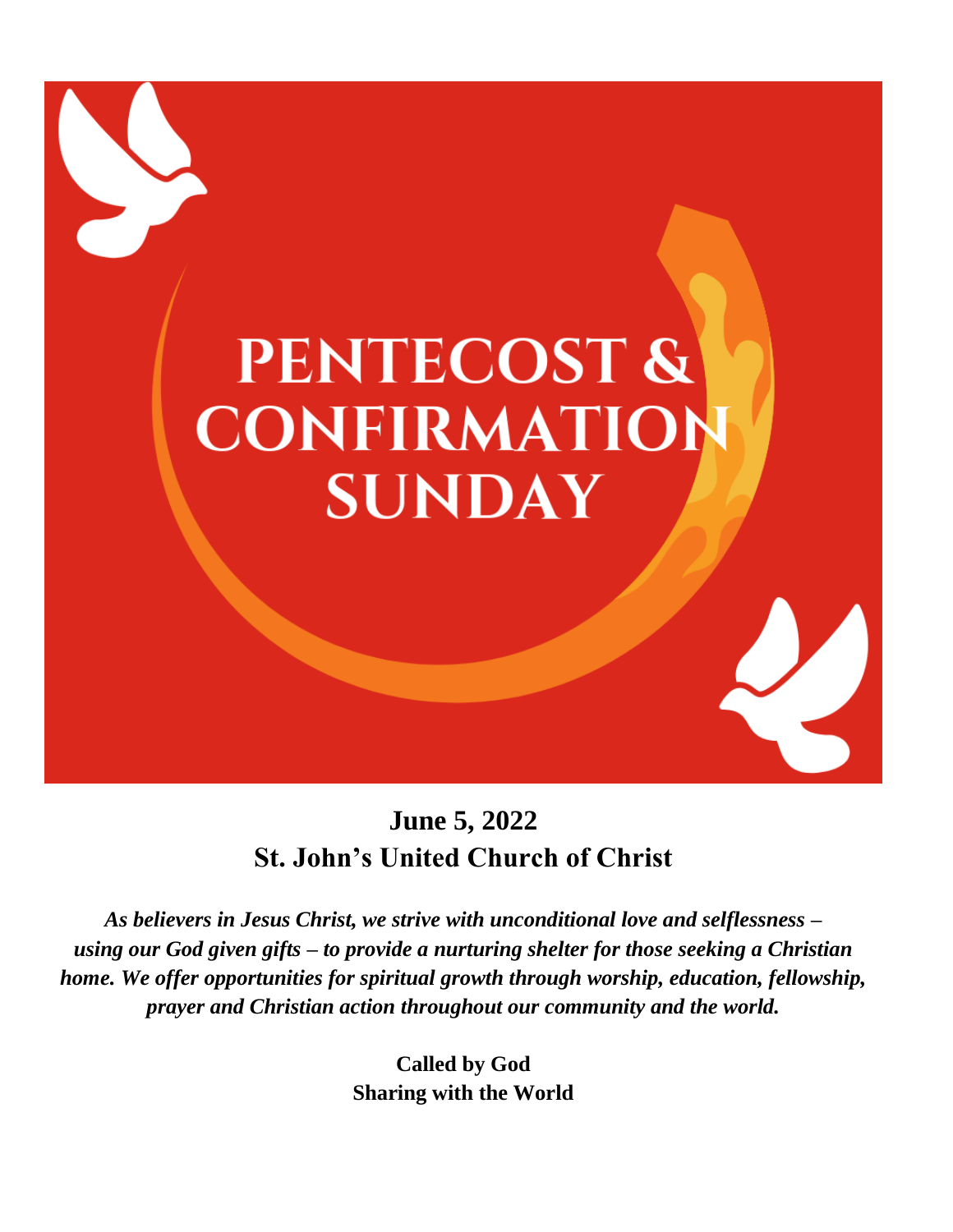# PENTECOST & CONFIRMATION SUNDAY

**June 5, 2022**
**St. John's United Church of Christ**

***As believers in Jesus Christ, we strive with unconditional love and selflessness – using our God given gifts – to provide a nurturing shelter for those seeking a Christian home. We offer opportunities for spiritual growth through worship, education, fellowship, prayer and Christian action throughout our community and the world.***

**Called by God**
**Sharing with the World**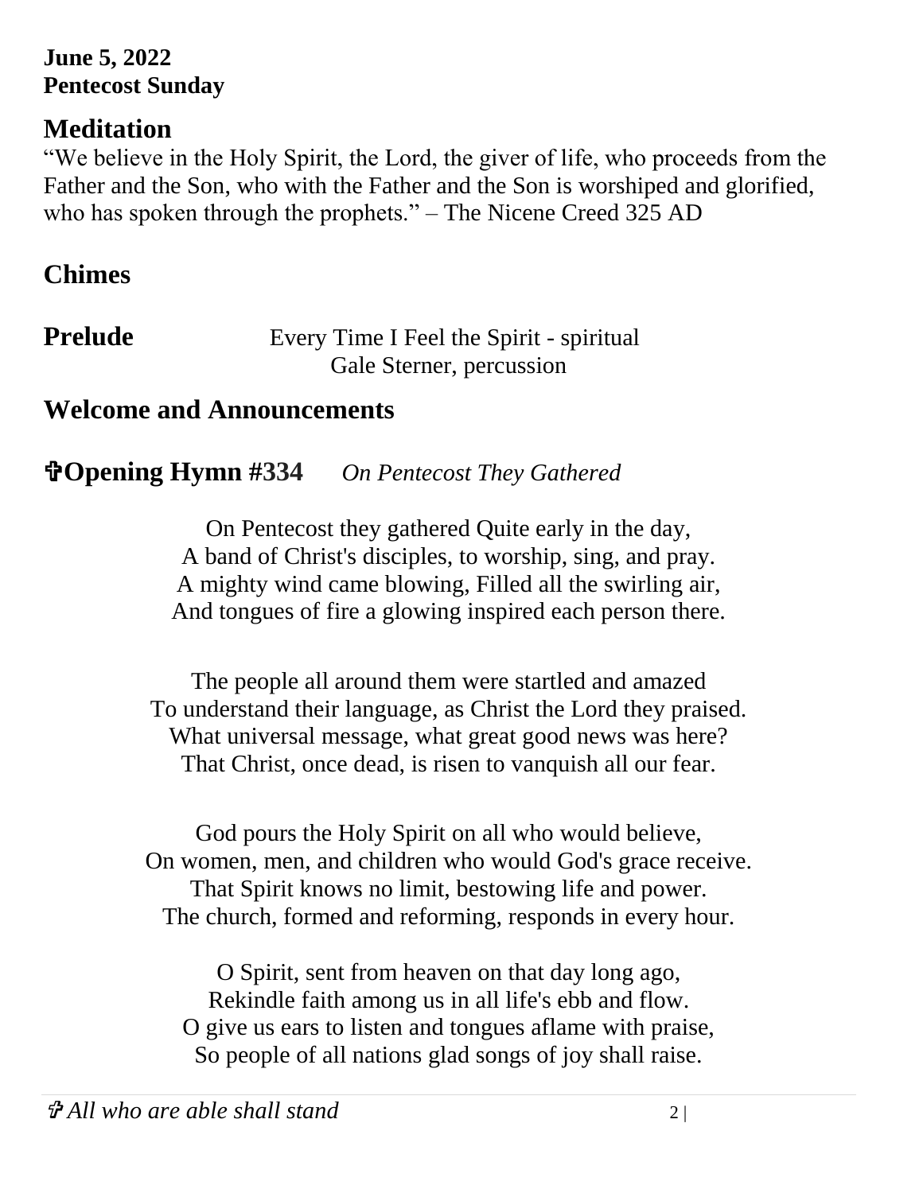**June 5, 2022**
**Pentecost Sunday**

## Meditation

"We believe in the Holy Spirit, the Lord, the giver of life, who proceeds from the Father and the Son, who with the Father and the Son is worshiped and glorified, who has spoken through the prophets." – The Nicene Creed 325 AD

## Chimes

## Prelude

Every Time I Feel the Spirit - spiritual
Gale Sterner, percussion

## Welcome and Announcements

## ✞Opening Hymn #334 *On Pentecost They Gathered*

On Pentecost they gathered Quite early in the day,
A band of Christ's disciples, to worship, sing, and pray.
A mighty wind came blowing, Filled all the swirling air,
And tongues of fire a glowing inspired each person there.

The people all around them were startled and amazed
To understand their language, as Christ the Lord they praised.
What universal message, what great good news was here?
That Christ, once dead, is risen to vanquish all our fear.

God pours the Holy Spirit on all who would believe,
On women, men, and children who would God's grace receive.
That Spirit knows no limit, bestowing life and power.
The church, formed and reforming, responds in every hour.

O Spirit, sent from heaven on that day long ago,
Rekindle faith among us in all life's ebb and flow.
O give us ears to listen and tongues aflame with praise,
So people of all nations glad songs of joy shall raise.

*✞ All who are able shall stand*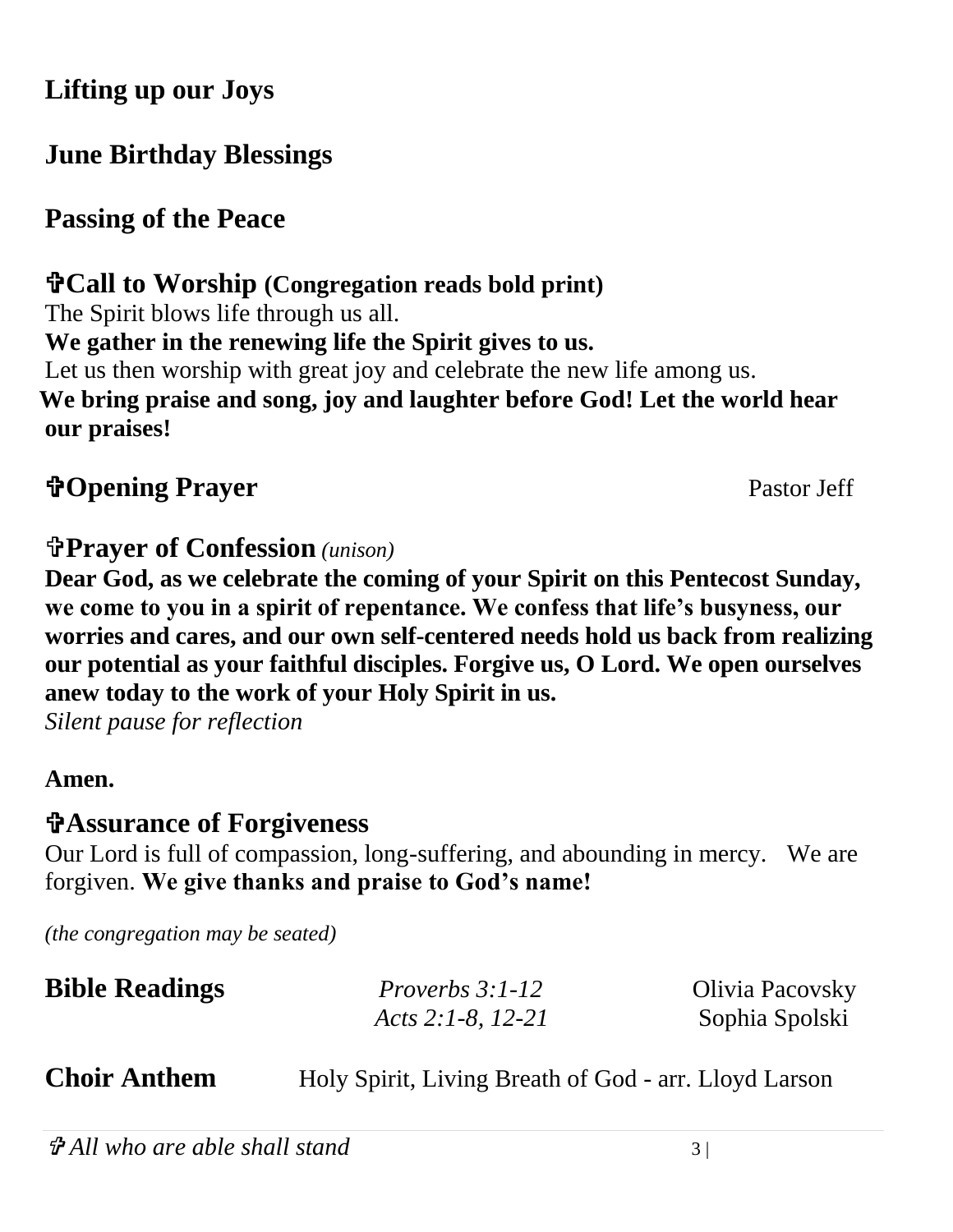**Lifting up our Joys**

**June Birthday Blessings**

**Passing of the Peace**

**✞Call to Worship (Congregation reads bold print)**
The Spirit blows life through us all.
**We gather in the renewing life the Spirit gives to us.**
Let us then worship with great joy and celebrate the new life among us.
**We bring praise and song, joy and laughter before God! Let the world hear our praises!**

**✞Opening Prayer** Pastor Jeff

**✞Prayer of Confession** *(unison)*
**Dear God, as we celebrate the coming of your Spirit on this Pentecost Sunday, we come to you in a spirit of repentance. We confess that life's busyness, our worries and cares, and our own self-centered needs hold us back from realizing our potential as your faithful disciples. Forgive us, O Lord. We open ourselves anew today to the work of your Holy Spirit in us.**
*Silent pause for reflection*

**Amen.**

**✞Assurance of Forgiveness**
Our Lord is full of compassion, long-suffering, and abounding in mercy. We are forgiven. **We give thanks and praise to God's name!**

*(the congregation may be seated)*

**Bible Readings** *Proverbs 3:1-12* Olivia Pacovsky
*Acts 2:1-8, 12-21* Sophia Spolski

**Choir Anthem** Holy Spirit, Living Breath of God - arr. Lloyd Larson

*✞ All who are able shall stand*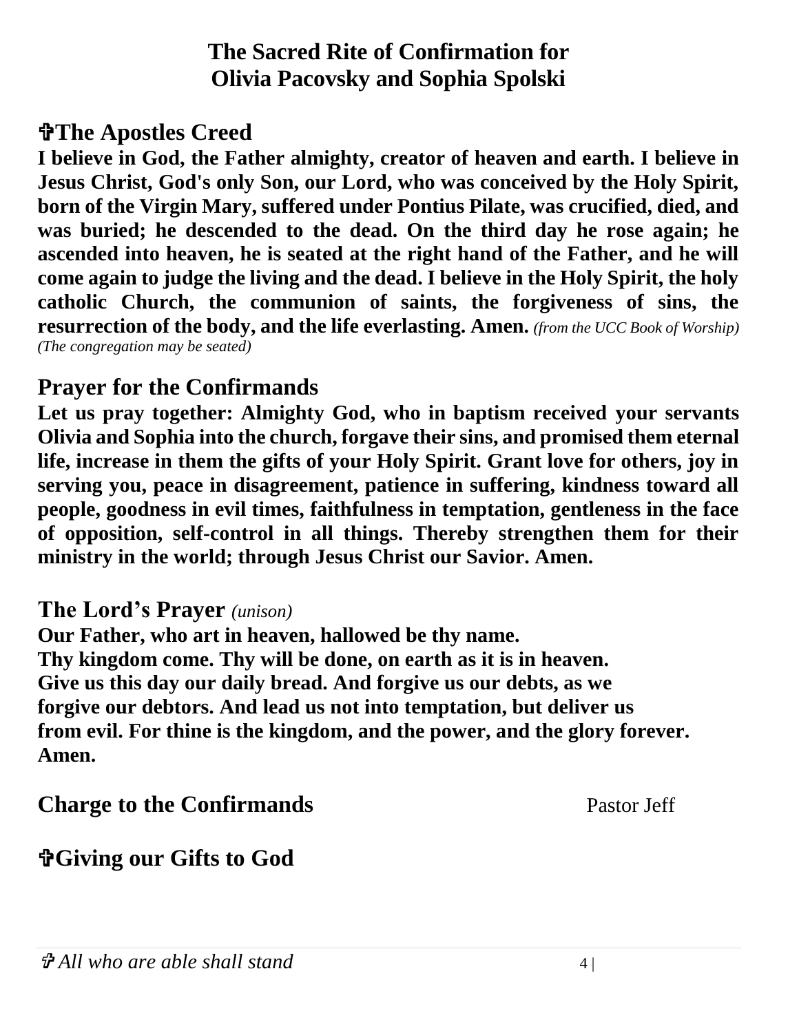# The Sacred Rite of Confirmation for Olivia Pacovsky and Sophia Spolski

## ✞The Apostles Creed

**I believe in God, the Father almighty, creator of heaven and earth. I believe in Jesus Christ, God's only Son, our Lord, who was conceived by the Holy Spirit, born of the Virgin Mary, suffered under Pontius Pilate, was crucified, died, and was buried; he descended to the dead. On the third day he rose again; he ascended into heaven, he is seated at the right hand of the Father, and he will come again to judge the living and the dead. I believe in the Holy Spirit, the holy catholic Church, the communion of saints, the forgiveness of sins, the resurrection of the body, and the life everlasting. Amen.** *(from the UCC Book of Worship)*
*(The congregation may be seated)*

## Prayer for the Confirmands

**Let us pray together: Almighty God, who in baptism received your servants Olivia and Sophia into the church, forgave their sins, and promised them eternal life, increase in them the gifts of your Holy Spirit. Grant love for others, joy in serving you, peace in disagreement, patience in suffering, kindness toward all people, goodness in evil times, faithfulness in temptation, gentleness in the face of opposition, self-control in all things. Thereby strengthen them for their ministry in the world; through Jesus Christ our Savior. Amen.**

## The Lord's Prayer *(unison)*

**Our Father, who art in heaven, hallowed be thy name.**
**Thy kingdom come. Thy will be done, on earth as it is in heaven.**
**Give us this day our daily bread. And forgive us our debts, as we**
**forgive our debtors. And lead us not into temptation, but deliver us**
**from evil. For thine is the kingdom, and the power, and the glory forever.**
**Amen.**

## Charge to the Confirmands

Pastor Jeff

## ✞Giving our Gifts to God

*✞ All who are able shall stand*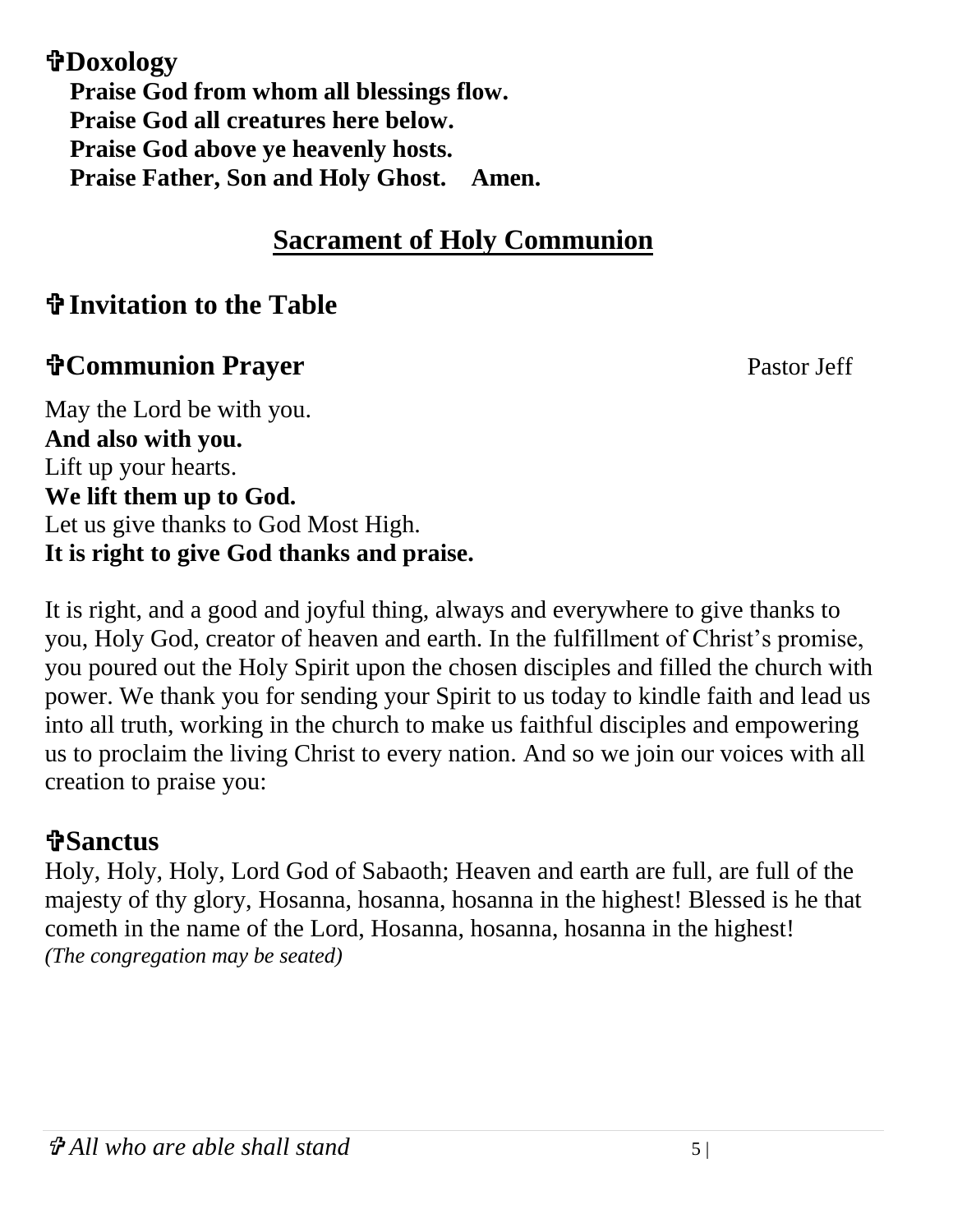**✞Doxology**

**Praise God from whom all blessings flow.**
**Praise God all creatures here below.**
**Praise God above ye heavenly hosts.**
**Praise Father, Son and Holy Ghost. Amen.**

## Sacrament of Holy Communion

### ✞ Invitation to the Table

### ✞Communion Prayer

Pastor Jeff

May the Lord be with you.
**And also with you.**
Lift up your hearts.
**We lift them up to God.**
Let us give thanks to God Most High.
**It is right to give God thanks and praise.**

It is right, and a good and joyful thing, always and everywhere to give thanks to you, Holy God, creator of heaven and earth. In the fulfillment of Christ's promise, you poured out the Holy Spirit upon the chosen disciples and filled the church with power. We thank you for sending your Spirit to us today to kindle faith and lead us into all truth, working in the church to make us faithful disciples and empowering us to proclaim the living Christ to every nation. And so we join our voices with all creation to praise you:

### ✞Sanctus

Holy, Holy, Holy, Lord God of Sabaoth; Heaven and earth are full, are full of the majesty of thy glory, Hosanna, hosanna, hosanna in the highest! Blessed is he that cometh in the name of the Lord, Hosanna, hosanna, hosanna in the highest!
*(The congregation may be seated)*

*✞ All who are able shall stand*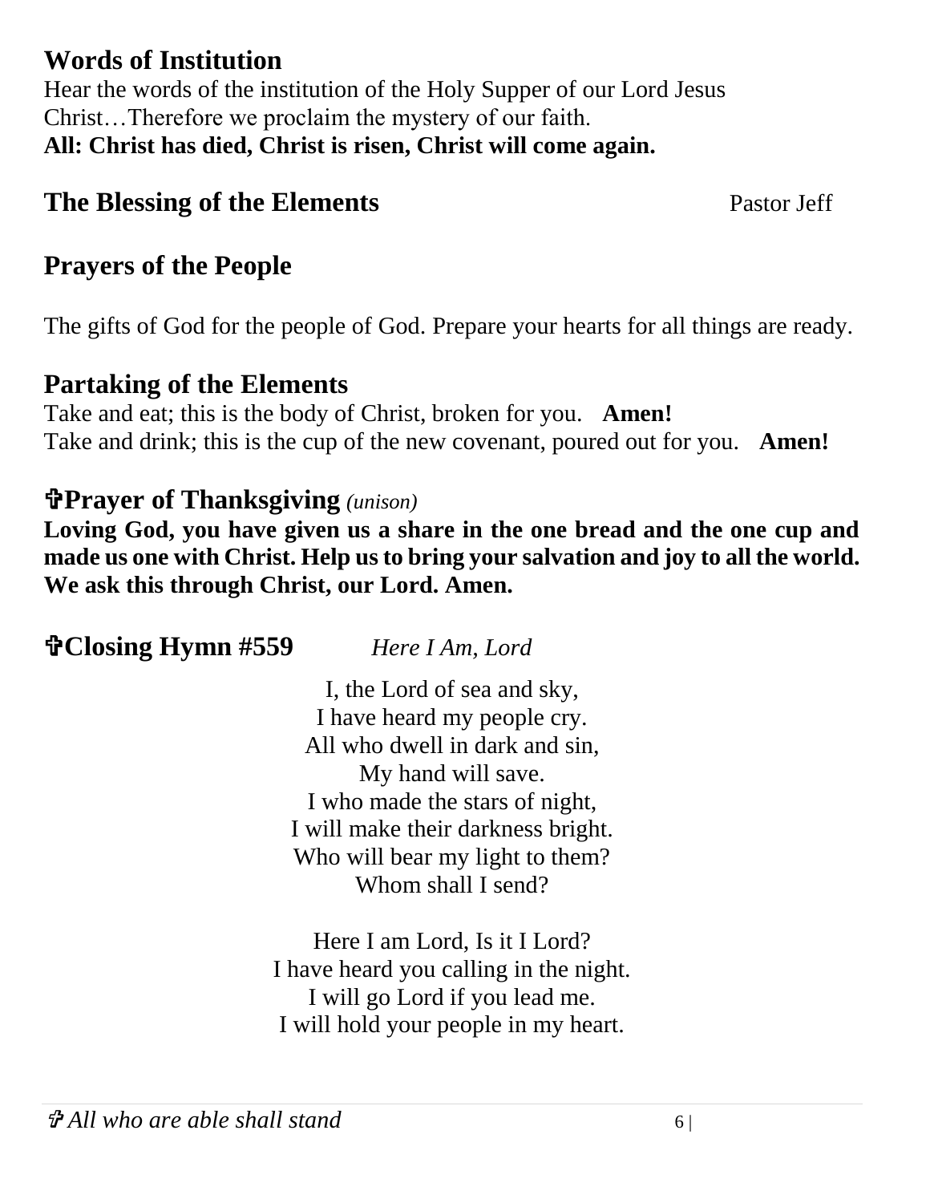## Words of Institution

Hear the words of the institution of the Holy Supper of our Lord Jesus Christ…Therefore we proclaim the mystery of our faith.
**All: Christ has died, Christ is risen, Christ will come again.**

## The Blessing of the Elements Pastor Jeff

## Prayers of the People

The gifts of God for the people of God. Prepare your hearts for all things are ready.

## Partaking of the Elements

Take and eat; this is the body of Christ, broken for you. **Amen!**
Take and drink; this is the cup of the new covenant, poured out for you. **Amen!**

## ✞Prayer of Thanksgiving *(unison)*

**Loving God, you have given us a share in the one bread and the one cup and made us one with Christ. Help us to bring your salvation and joy to all the world. We ask this through Christ, our Lord. Amen.**

## ✞Closing Hymn #559 *Here I Am, Lord*

I, the Lord of sea and sky,
I have heard my people cry.
All who dwell in dark and sin,
My hand will save.
I who made the stars of night,
I will make their darkness bright.
Who will bear my light to them?
Whom shall I send?

Here I am Lord, Is it I Lord?
I have heard you calling in the night.
I will go Lord if you lead me.
I will hold your people in my heart.

*✞ All who are able shall stand*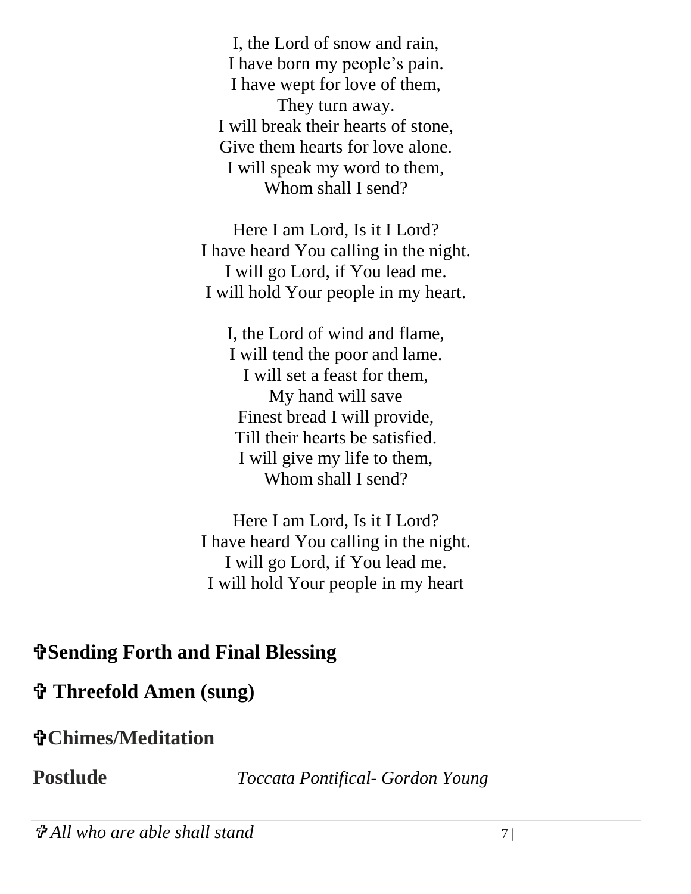I, the Lord of snow and rain,
I have born my people's pain.
I have wept for love of them,
They turn away.
I will break their hearts of stone,
Give them hearts for love alone.
I will speak my word to them,
Whom shall I send?

Here I am Lord, Is it I Lord?
I have heard You calling in the night.
I will go Lord, if You lead me.
I will hold Your people in my heart.

I, the Lord of wind and flame,
I will tend the poor and lame.
I will set a feast for them,
My hand will save
Finest bread I will provide,
Till their hearts be satisfied.
I will give my life to them,
Whom shall I send?

Here I am Lord, Is it I Lord?
I have heard You calling in the night.
I will go Lord, if You lead me.
I will hold Your people in my heart

## ✞Sending Forth and Final Blessing

## ✞ Threefold Amen (sung)

## ✞Chimes/Meditation

**Postlude** *Toccata Pontifical- Gordon Young*

*✞ All who are able shall stand*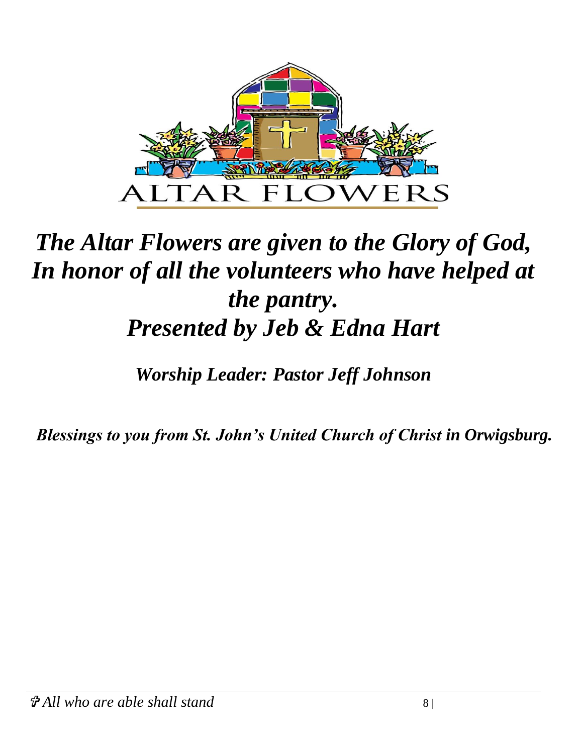ALTAR FLOWERS

***The Altar Flowers are given to the Glory of God, In honor of all the volunteers who have helped at the pantry.***
***Presented by Jeb & Edna Hart***

***Worship Leader: Pastor Jeff Johnson***

***Blessings to you from St. John's United Church of Christ in Orwigsburg.***

✞ *All who are able shall stand*